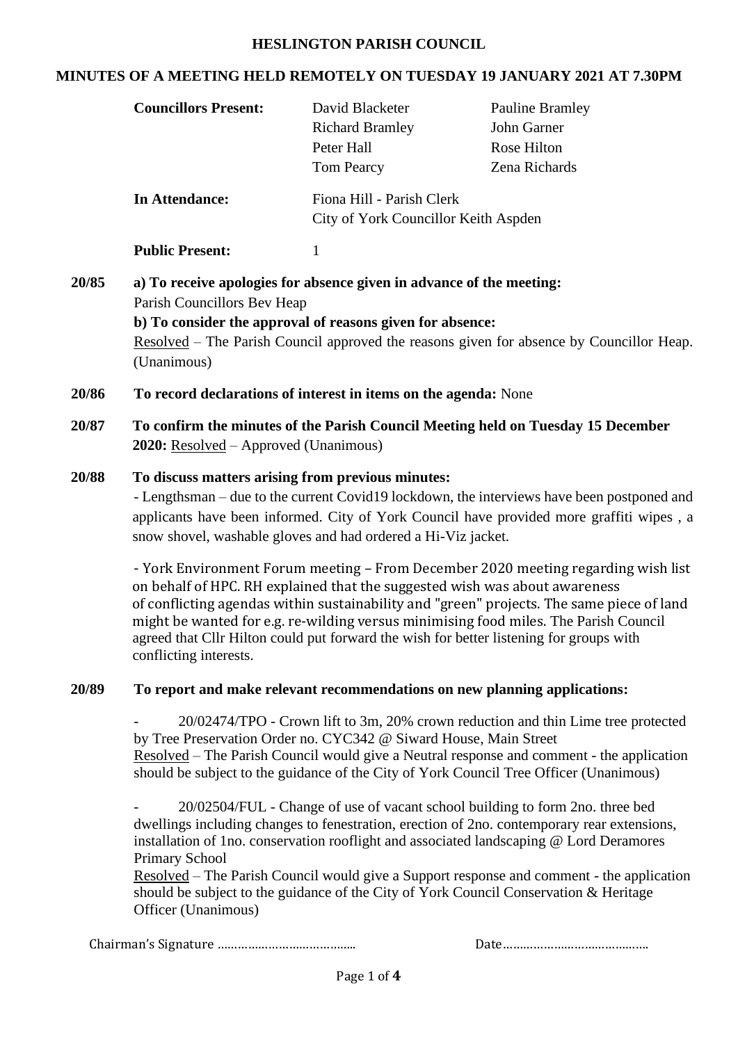# HESLINGTON PARISH COUNCIL

## MINUTES OF A MEETING HELD REMOTELY ON TUESDAY 19 JANUARY 2021 AT 7.30PM

| | | |
|---|---|---|
| **Councillors Present:** | David Blacketer | Pauline Bramley |
| | Richard Bramley | John Garner |
| | Peter Hall | Rose Hilton |
| | Tom Pearcy | Zena Richards |
| **In Attendance:** | Fiona Hill - Parish Clerk | |
| | City of York Councillor Keith Aspden | |
| **Public Present:** | 1 | |

**20/85 a) To receive apologies for absence given in advance of the meeting:**
Parish Councillors Bev Heap
**b) To consider the approval of reasons given for absence:**
Resolved – The Parish Council approved the reasons given for absence by Councillor Heap. (Unanimous)

**20/86 To record declarations of interest in items on the agenda:** None

**20/87 To confirm the minutes of the Parish Council Meeting held on Tuesday 15 December 2020:** Resolved – Approved (Unanimous)

**20/88 To discuss matters arising from previous minutes:**

- Lengthsman – due to the current Covid19 lockdown, the interviews have been postponed and applicants have been informed. City of York Council have provided more graffiti wipes , a snow shovel, washable gloves and had ordered a Hi-Viz jacket.

- York Environment Forum meeting – From December 2020 meeting regarding wish list on behalf of HPC. RH explained that the suggested wish was about awareness of conflicting agendas within sustainability and "green" projects. The same piece of land might be wanted for e.g. re-wilding versus minimising food miles. The Parish Council agreed that Cllr Hilton could put forward the wish for better listening for groups with conflicting interests.

**20/89 To report and make relevant recommendations on new planning applications:**

- 20/02474/TPO - Crown lift to 3m, 20% crown reduction and thin Lime tree protected by Tree Preservation Order no. CYC342 @ Siward House, Main Street
Resolved – The Parish Council would give a Neutral response and comment - the application should be subject to the guidance of the City of York Council Tree Officer (Unanimous)

- 20/02504/FUL - Change of use of vacant school building to form 2no. three bed dwellings including changes to fenestration, erection of 2no. contemporary rear extensions, installation of 1no. conservation rooflight and associated landscaping @ Lord Deramores Primary School
Resolved – The Parish Council would give a Support response and comment - the application should be subject to the guidance of the City of York Council Conservation & Heritage Officer (Unanimous)

Chairman's Signature …………………………………… Date……………………………………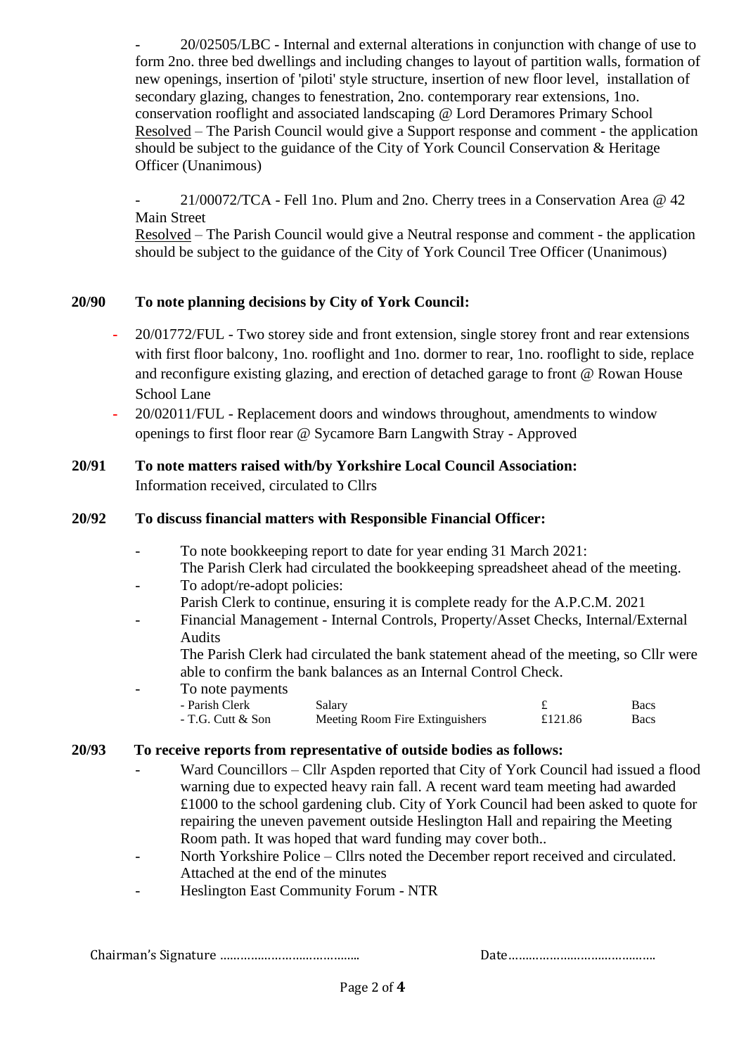- 20/02505/LBC - Internal and external alterations in conjunction with change of use to form 2no. three bed dwellings and including changes to layout of partition walls, formation of new openings, insertion of 'piloti' style structure, insertion of new floor level, installation of secondary glazing, changes to fenestration, 2no. contemporary rear extensions, 1no. conservation rooflight and associated landscaping @ Lord Deramores Primary School
Resolved – The Parish Council would give a Support response and comment - the application should be subject to the guidance of the City of York Council Conservation & Heritage Officer (Unanimous)

- 21/00072/TCA - Fell 1no. Plum and 2no. Cherry trees in a Conservation Area @ 42 Main Street
Resolved – The Parish Council would give a Neutral response and comment - the application should be subject to the guidance of the City of York Council Tree Officer (Unanimous)

**20/90 To note planning decisions by City of York Council:**

- 20/01772/FUL - Two storey side and front extension, single storey front and rear extensions with first floor balcony, 1no. rooflight and 1no. dormer to rear, 1no. rooflight to side, replace and reconfigure existing glazing, and erection of detached garage to front @ Rowan House School Lane
- 20/02011/FUL - Replacement doors and windows throughout, amendments to window openings to first floor rear @ Sycamore Barn Langwith Stray - Approved

**20/91 To note matters raised with/by Yorkshire Local Council Association:**
Information received, circulated to Cllrs

**20/92 To discuss financial matters with Responsible Financial Officer:**

- To note bookkeeping report to date for year ending 31 March 2021:
  The Parish Clerk had circulated the bookkeeping spreadsheet ahead of the meeting.
- To adopt/re-adopt policies:
  Parish Clerk to continue, ensuring it is complete ready for the A.P.C.M. 2021
- Financial Management - Internal Controls, Property/Asset Checks, Internal/External Audits
  The Parish Clerk had circulated the bank statement ahead of the meeting, so Cllr were able to confirm the bank balances as an Internal Control Check.
- To note payments

| | | | |
|---|---|---|---|
| - Parish Clerk | Salary | £ | Bacs |
| - T.G. Cutt & Son | Meeting Room Fire Extinguishers | £121.86 | Bacs |

**20/93 To receive reports from representative of outside bodies as follows:**

- Ward Councillors – Cllr Aspden reported that City of York Council had issued a flood warning due to expected heavy rain fall. A recent ward team meeting had awarded £1000 to the school gardening club. City of York Council had been asked to quote for repairing the uneven pavement outside Heslington Hall and repairing the Meeting Room path. It was hoped that ward funding may cover both..
- North Yorkshire Police – Cllrs noted the December report received and circulated. Attached at the end of the minutes
- Heslington East Community Forum - NTR

Chairman's Signature ………………………………… Date……………………………………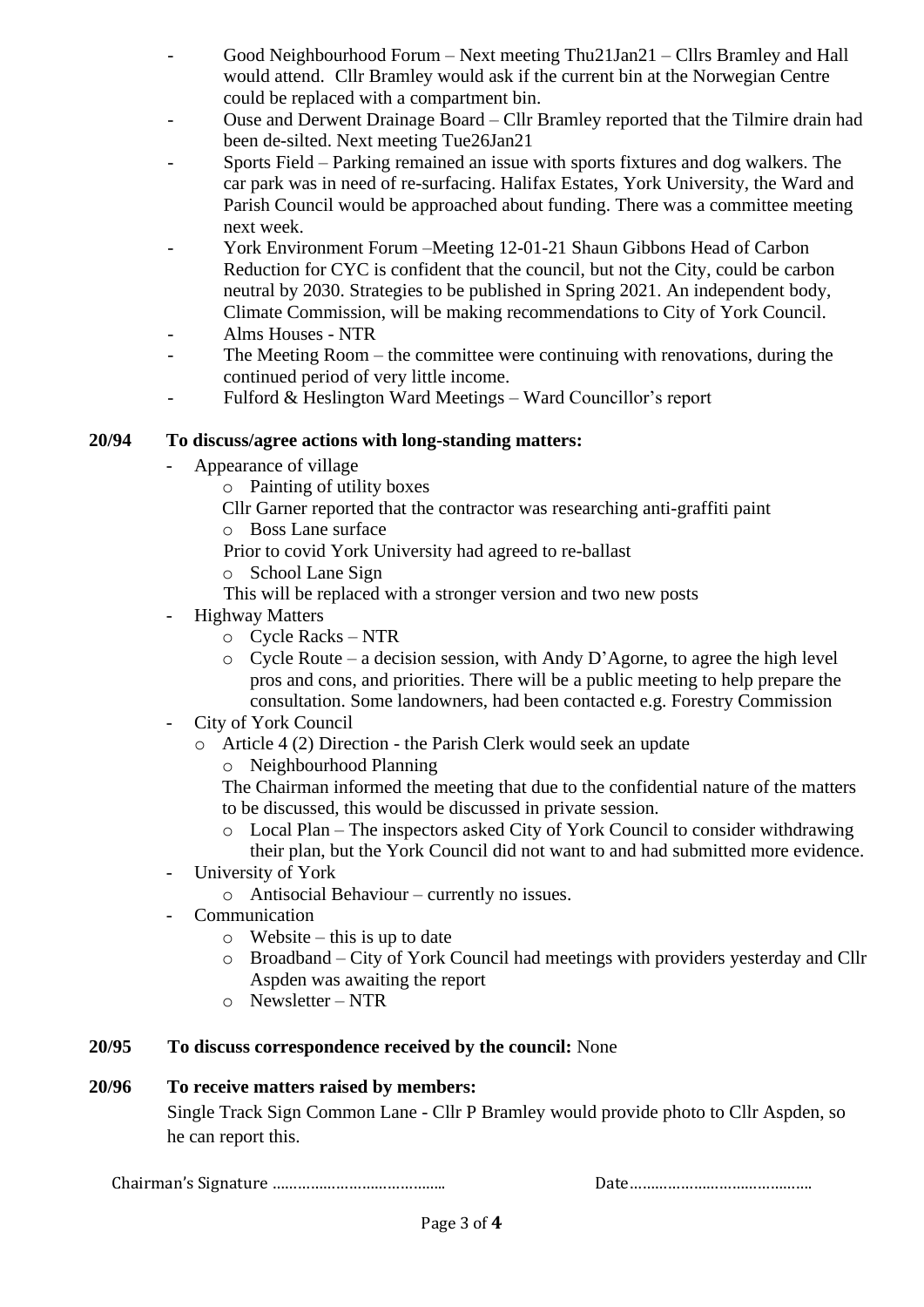- Good Neighbourhood Forum – Next meeting Thu21Jan21 – Cllrs Bramley and Hall would attend. Cllr Bramley would ask if the current bin at the Norwegian Centre could be replaced with a compartment bin.
- Ouse and Derwent Drainage Board – Cllr Bramley reported that the Tilmire drain had been de-silted. Next meeting Tue26Jan21
- Sports Field – Parking remained an issue with sports fixtures and dog walkers. The car park was in need of re-surfacing. Halifax Estates, York University, the Ward and Parish Council would be approached about funding. There was a committee meeting next week.
- York Environment Forum –Meeting 12-01-21 Shaun Gibbons Head of Carbon Reduction for CYC is confident that the council, but not the City, could be carbon neutral by 2030. Strategies to be published in Spring 2021. An independent body, Climate Commission, will be making recommendations to City of York Council.
- Alms Houses - NTR
- The Meeting Room – the committee were continuing with renovations, during the continued period of very little income.
- Fulford & Heslington Ward Meetings – Ward Councillor's report

**20/94 To discuss/agree actions with long-standing matters:**

- Appearance of village
  - Painting of utility boxes

    Cllr Garner reported that the contractor was researching anti-graffiti paint
  - Boss Lane surface

    Prior to covid York University had agreed to re-ballast
  - School Lane Sign

    This will be replaced with a stronger version and two new posts
- Highway Matters
  - Cycle Racks – NTR
  - Cycle Route – a decision session, with Andy D'Agorne, to agree the high level pros and cons, and priorities. There will be a public meeting to help prepare the consultation. Some landowners, had been contacted e.g. Forestry Commission
- City of York Council
  - Article 4 (2) Direction - the Parish Clerk would seek an update
  - Neighbourhood Planning

    The Chairman informed the meeting that due to the confidential nature of the matters to be discussed, this would be discussed in private session.
  - Local Plan – The inspectors asked City of York Council to consider withdrawing their plan, but the York Council did not want to and had submitted more evidence.
- University of York
  - Antisocial Behaviour – currently no issues.
- Communication
  - Website – this is up to date
  - Broadband – City of York Council had meetings with providers yesterday and Cllr Aspden was awaiting the report
  - Newsletter – NTR

**20/95 To discuss correspondence received by the council:** None

**20/96 To receive matters raised by members:**

Single Track Sign Common Lane - Cllr P Bramley would provide photo to Cllr Aspden, so he can report this.

Chairman's Signature ………………………………… Date……………………………………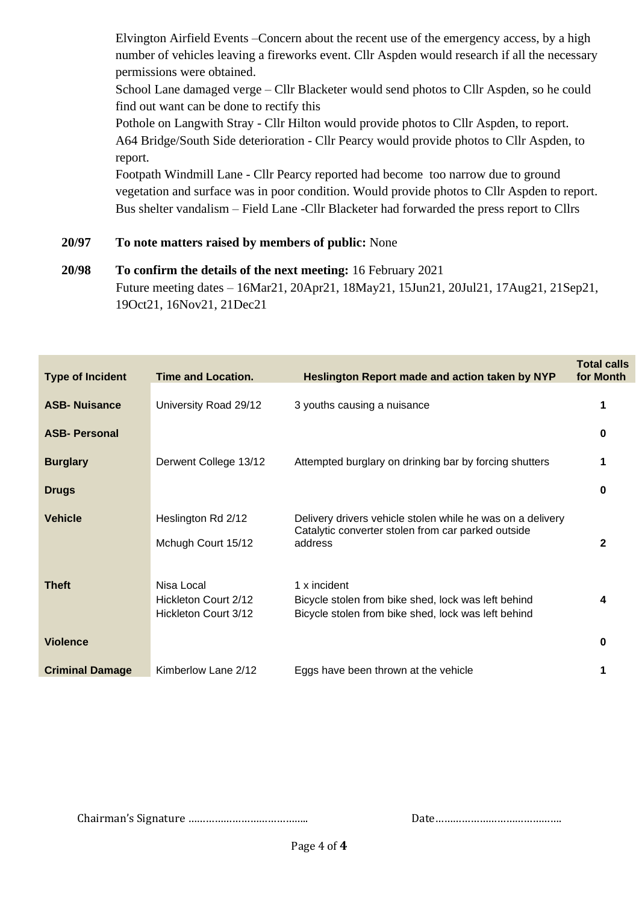Elvington Airfield Events –Concern about the recent use of the emergency access, by a high number of vehicles leaving a fireworks event. Cllr Aspden would research if all the necessary permissions were obtained.

School Lane damaged verge – Cllr Blacketer would send photos to Cllr Aspden, so he could find out want can be done to rectify this

Pothole on Langwith Stray - Cllr Hilton would provide photos to Cllr Aspden, to report.

A64 Bridge/South Side deterioration - Cllr Pearcy would provide photos to Cllr Aspden, to report.

Footpath Windmill Lane - Cllr Pearcy reported had become too narrow due to ground vegetation and surface was in poor condition. Would provide photos to Cllr Aspden to report.

Bus shelter vandalism – Field Lane -Cllr Blacketer had forwarded the press report to Cllrs

**20/97** **To note matters raised by members of public:** None

**20/98** **To confirm the details of the next meeting:** 16 February 2021
Future meeting dates – 16Mar21, 20Apr21, 18May21, 15Jun21, 20Jul21, 17Aug21, 21Sep21, 19Oct21, 16Nov21, 21Dec21

| Type of Incident | Time and Location. | Heslington Report made and action taken by NYP | Total calls for Month |
|---|---|---|---|
| **ASB- Nuisance** | University Road 29/12 | 3 youths causing a nuisance | 1 |
| **ASB- Personal** | | | 0 |
| **Burglary** | Derwent College 13/12 | Attempted burglary on drinking bar by forcing shutters | 1 |
| **Drugs** | | | 0 |
| **Vehicle** | Heslington Rd 2/12<br>Mchugh Court 15/12 | Delivery drivers vehicle stolen while he was on a delivery<br>Catalytic converter stolen from car parked outside address | 2 |
| **Theft** | Nisa Local<br>Hickleton Court 2/12<br>Hickleton Court 3/12 | 1 x incident<br>Bicycle stolen from bike shed, lock was left behind<br>Bicycle stolen from bike shed, lock was left behind | 4 |
| **Violence** | | | 0 |
| **Criminal Damage** | Kimberlow Lane 2/12 | Eggs have been thrown at the vehicle | 1 |

Chairman's Signature …………………………………… Date……………………………………